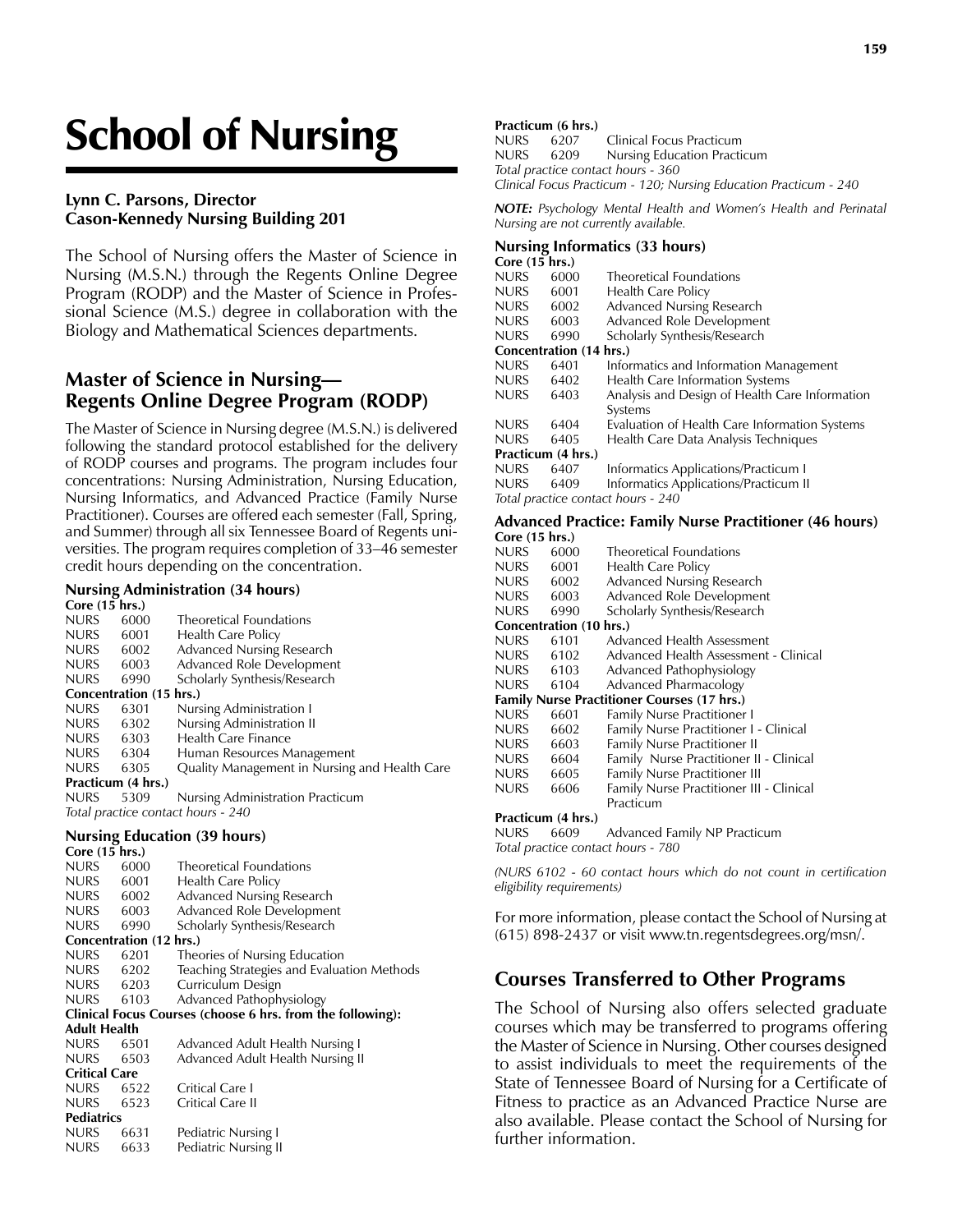# School of Nursing

**Lynn C. Parsons, Director**
**Cason-Kennedy Nursing Building 201**

The School of Nursing offers the Master of Science in Nursing (M.S.N.) through the Regents Online Degree Program (RODP) and the Master of Science in Professional Science (M.S.) degree in collaboration with the Biology and Mathematical Sciences departments.

## Master of Science in Nursing—Regents Online Degree Program (RODP)

The Master of Science in Nursing degree (M.S.N.) is delivered following the standard protocol established for the delivery of RODP courses and programs. The program includes four concentrations: Nursing Administration, Nursing Education, Nursing Informatics, and Advanced Practice (Family Nurse Practitioner). Courses are offered each semester (Fall, Spring, and Summer) through all six Tennessee Board of Regents universities. The program requires completion of 33–46 semester credit hours depending on the concentration.

### Nursing Administration (34 hours)

**Core (15 hrs.)**

NURS 6000 Theoretical Foundations
NURS 6001 Health Care Policy
NURS 6002 Advanced Nursing Research
NURS 6003 Advanced Role Development
NURS 6990 Scholarly Synthesis/Research

**Concentration (15 hrs.)**

NURS 6301 Nursing Administration I
NURS 6302 Nursing Administration II
NURS 6303 Health Care Finance
NURS 6304 Human Resources Management
NURS 6305 Quality Management in Nursing and Health Care

**Practicum (4 hrs.)**

NURS 5309 Nursing Administration Practicum

*Total practice contact hours - 240*

### Nursing Education (39 hours)

**Core (15 hrs.)**

NURS 6000 Theoretical Foundations
NURS 6001 Health Care Policy
NURS 6002 Advanced Nursing Research
NURS 6003 Advanced Role Development
NURS 6990 Scholarly Synthesis/Research

**Concentration (12 hrs.)**

NURS 6201 Theories of Nursing Education
NURS 6202 Teaching Strategies and Evaluation Methods
NURS 6203 Curriculum Design
NURS 6103 Advanced Pathophysiology

**Clinical Focus Courses (choose 6 hrs. from the following):**

**Adult Health**

NURS 6501 Advanced Adult Health Nursing I
NURS 6503 Advanced Adult Health Nursing II

**Critical Care**

NURS 6522 Critical Care I
NURS 6523 Critical Care II

**Pediatrics**

NURS 6631 Pediatric Nursing I
NURS 6633 Pediatric Nursing II

**Practicum (6 hrs.)**

NURS 6207 Clinical Focus Practicum
NURS 6209 Nursing Education Practicum

*Total practice contact hours - 360*
*Clinical Focus Practicum - 120; Nursing Education Practicum - 240*

***NOTE:** Psychology Mental Health and Women's Health and Perinatal Nursing are not currently available.*

### Nursing Informatics (33 hours)

**Core (15 hrs.)**

NURS 6000 Theoretical Foundations
NURS 6001 Health Care Policy
NURS 6002 Advanced Nursing Research
NURS 6003 Advanced Role Development
NURS 6990 Scholarly Synthesis/Research

**Concentration (14 hrs.)**

NURS 6401 Informatics and Information Management
NURS 6402 Health Care Information Systems
NURS 6403 Analysis and Design of Health Care Information Systems
NURS 6404 Evaluation of Health Care Information Systems
NURS 6405 Health Care Data Analysis Techniques

**Practicum (4 hrs.)**

NURS 6407 Informatics Applications/Practicum I
NURS 6409 Informatics Applications/Practicum II

*Total practice contact hours - 240*

### Advanced Practice: Family Nurse Practitioner (46 hours)

**Core (15 hrs.)**

NURS 6000 Theoretical Foundations
NURS 6001 Health Care Policy
NURS 6002 Advanced Nursing Research
NURS 6003 Advanced Role Development
NURS 6990 Scholarly Synthesis/Research

**Concentration (10 hrs.)**

NURS 6101 Advanced Health Assessment
NURS 6102 Advanced Health Assessment - Clinical
NURS 6103 Advanced Pathophysiology
NURS 6104 Advanced Pharmacology

**Family Nurse Practitioner Courses (17 hrs.)**

NURS 6601 Family Nurse Practitioner I
NURS 6602 Family Nurse Practitioner I - Clinical
NURS 6603 Family Nurse Practitioner II
NURS 6604 Family Nurse Practitioner II - Clinical
NURS 6605 Family Nurse Practitioner III
NURS 6606 Family Nurse Practitioner III - Clinical Practicum

**Practicum (4 hrs.)**

NURS 6609 Advanced Family NP Practicum

*Total practice contact hours - 780*

*(NURS 6102 - 60 contact hours which do not count in certification eligibility requirements)*

For more information, please contact the School of Nursing at (615) 898-2437 or visit www.tn.regentsdegrees.org/msn/.

## Courses Transferred to Other Programs

The School of Nursing also offers selected graduate courses which may be transferred to programs offering the Master of Science in Nursing. Other courses designed to assist individuals to meet the requirements of the State of Tennessee Board of Nursing for a Certificate of Fitness to practice as an Advanced Practice Nurse are also available. Please contact the School of Nursing for further information.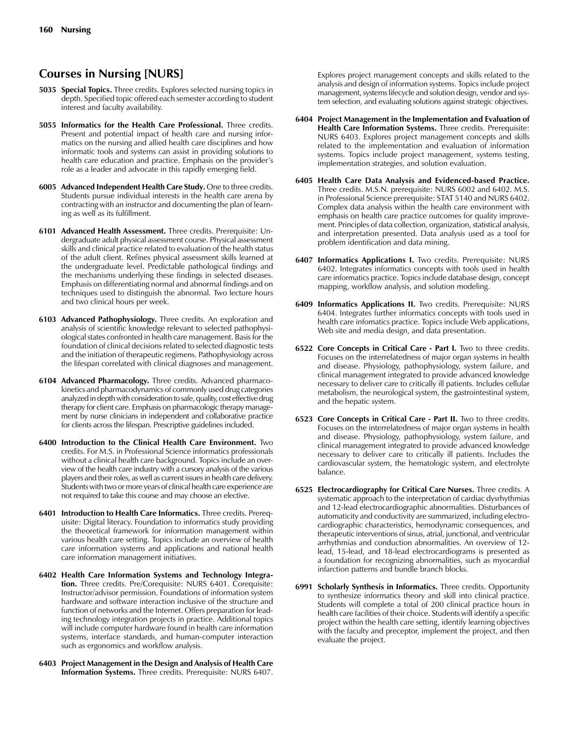## Courses in Nursing [NURS]

**5035 Special Topics.** Three credits. Explores selected nursing topics in depth. Specified topic offered each semester according to student interest and faculty availability.

**5055 Informatics for the Health Care Professional.** Three credits. Present and potential impact of health care and nursing informatics on the nursing and allied health care disciplines and how informatic tools and systems can assist in providing solutions to health care education and practice. Emphasis on the provider's role as a leader and advocate in this rapidly emerging field.

**6005 Advanced Independent Health Care Study.** One to three credits. Students pursue individual interests in the health care arena by contracting with an instructor and documenting the plan of learning as well as its fulfillment.

**6101 Advanced Health Assessment.** Three credits. Prerequisite: Undergraduate adult physical assessment course. Physical assessment skills and clinical practice related to evaluation of the health status of the adult client. Refines physical assessment skills learned at the undergraduate level. Predictable pathological findings and the mechanisms underlying these findings in selected diseases. Emphasis on differentiating normal and abnormal findings and on techniques used to distinguish the abnormal. Two lecture hours and two clinical hours per week.

**6103 Advanced Pathophysiology.** Three credits. An exploration and analysis of scientific knowledge relevant to selected pathophysiological states confronted in health care management. Basis for the foundation of clinical decisions related to selected diagnostic tests and the initiation of therapeutic regimens. Pathophysiology across the lifespan correlated with clinical diagnoses and management.

**6104 Advanced Pharmacology.** Three credits. Advanced pharmacokinetics and pharmacodynamics of commonly used drug categories analyzed in depth with consideration to safe, quality, cost effective drug therapy for client care. Emphasis on pharmacologic therapy management by nurse clinicians in independent and collaborative practice for clients across the lifespan. Prescriptive guidelines included.

**6400 Introduction to the Clinical Health Care Environment.** Two credits. For M.S. in Professional Science informatics professionals without a clinical health care background. Topics include an overview of the health care industry with a cursory analysis of the various players and their roles, as well as current issues in health care delivery. Students with two or more years of clinical health care experience are not required to take this course and may choose an elective.

**6401 Introduction to Health Care Informatics.** Three credits. Prerequisite: Digital literacy. Foundation to informatics study providing the theoretical framework for information management within various health care setting. Topics include an overview of health care information systems and applications and national health care information management initiatives.

**6402 Health Care Information Systems and Technology Integration.** Three credits. Pre/Corequisite: NURS 6401. Corequisite: Instructor/advisor permission. Foundations of information system hardware and software interaction inclusive of the structure and function of networks and the Internet. Offers preparation for leading technology integration projects in practice. Additional topics will include computer hardware found in health care information systems, interface standards, and human-computer interaction such as ergonomics and workflow analysis.

**6403 Project Management in the Design and Analysis of Health Care Information Systems.** Three credits. Prerequisite: NURS 6407. Explores project management concepts and skills related to the analysis and design of information systems. Topics include project management, systems lifecycle and solution design, vendor and system selection, and evaluating solutions against strategic objectives.

**6404 Project Management in the Implementation and Evaluation of Health Care Information Systems.** Three credits. Prerequisite: NURS 6403. Explores project management concepts and skills related to the implementation and evaluation of information systems. Topics include project management, systems testing, implementation strategies, and solution evaluation.

**6405 Health Care Data Analysis and Evidenced-based Practice.** Three credits. M.S.N. prerequisite: NURS 6002 and 6402. M.S. in Professional Science prerequisite: STAT 5140 and NURS 6402. Complex data analysis within the health care environment with emphasis on health care practice outcomes for quality improvement. Principles of data collection, organization, statistical analysis, and interpretation presented. Data analysis used as a tool for problem identification and data mining.

**6407 Informatics Applications I.** Two credits. Prerequisite: NURS 6402. Integrates informatics concepts with tools used in health care informatics practice. Topics include database design, concept mapping, workflow analysis, and solution modeling.

**6409 Informatics Applications II.** Two credits. Prerequisite: NURS 6404. Integrates further informatics concepts with tools used in health care infomatics practice. Topics include Web applications, Web site and media design, and data presentation.

**6522 Core Concepts in Critical Care - Part I.** Two to three credits. Focuses on the interrelatedness of major organ systems in health and disease. Physiology, pathophysiology, system failure, and clinical management integrated to provide advanced knowledge necessary to deliver care to critically ill patients. Includes cellular metabolism, the neurological system, the gastrointestinal system, and the hepatic system.

**6523 Core Concepts in Critical Care - Part II.** Two to three credits. Focuses on the interrelatedness of major organ systems in health and disease. Physiology, pathophysiology, system failure, and clinical management integrated to provide advanced knowledge necessary to deliver care to critically ill patients. Includes the cardiovascular system, the hematologic system, and electrolyte balance.

**6525 Electrocardiography for Critical Care Nurses.** Three credits. A systematic approach to the interpretation of cardiac dysrhythmias and 12-lead electrocardiographic abnormalities. Disturbances of automaticity and conductivity are summarized, including electrocardiographic characteristics, hemodynamic consequences, and therapeutic interventions of sinus, atrial, junctional, and ventricular arrhythmias and conduction abnormalities. An overview of 12-lead, 15-lead, and 18-lead electrocardiograms is presented as a foundation for recognizing abnormalities, such as myocardial infarction patterns and bundle branch blocks.

**6991 Scholarly Synthesis in Informatics.** Three credits. Opportunity to synthesize informatics theory and skill into clinical practice. Students will complete a total of 200 clinical practice hours in health care facilities of their choice. Students will identify a specific project within the health care setting, identify learning objectives with the faculty and preceptor, implement the project, and then evaluate the project.